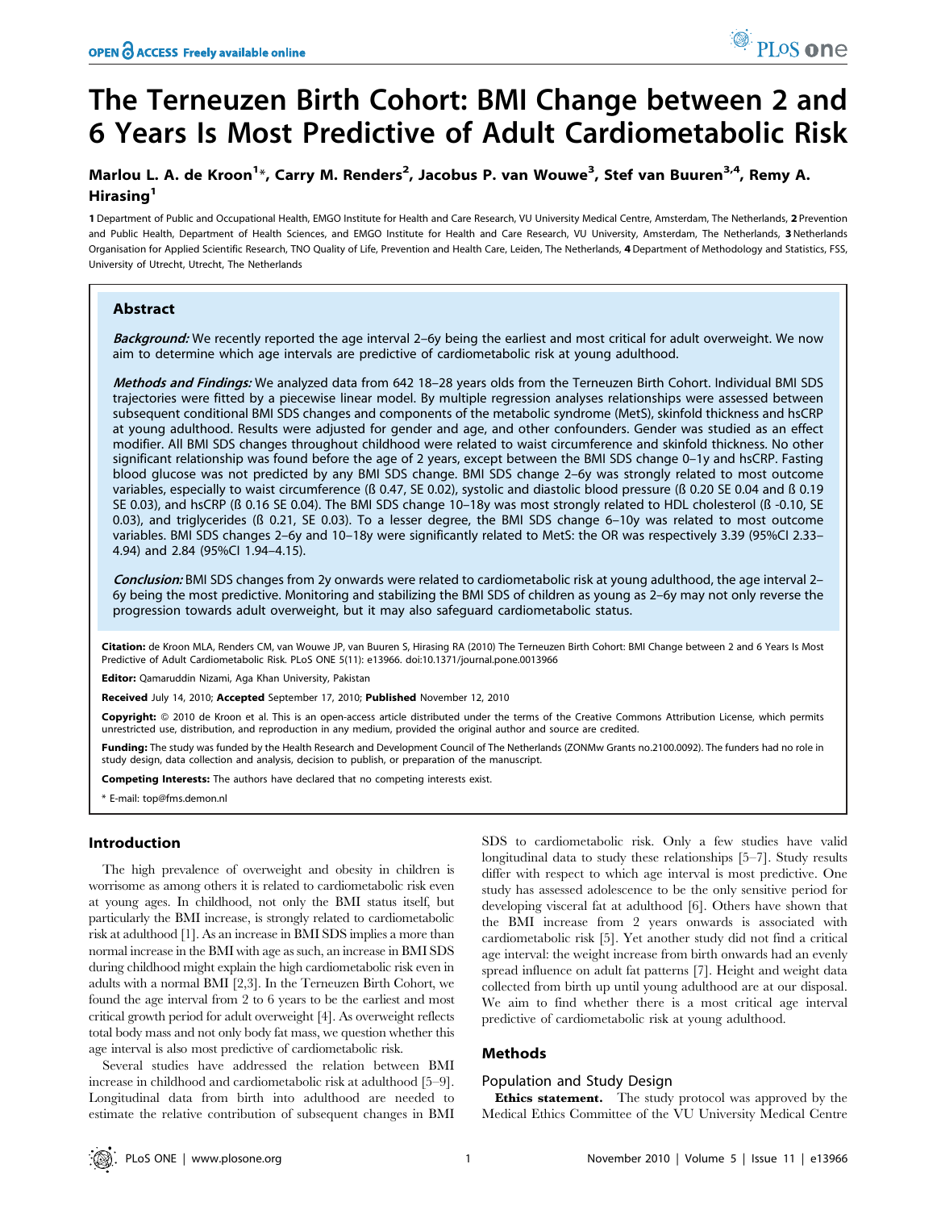# The Terneuzen Birth Cohort: BMI Change between 2 and 6 Years Is Most Predictive of Adult Cardiometabolic Risk

**Marlou L. A. de Kroon[1]\*, Carry M. Renders[2], Jacobus P. van Wouwe[3], Stef van Buuren[3,4], Remy A. Hirasing[1]**

**1** Department of Public and Occupational Health, EMGO Institute for Health and Care Research, VU University Medical Centre, Amsterdam, The Netherlands, **2** Prevention and Public Health, Department of Health Sciences, and EMGO Institute for Health and Care Research, VU University, Amsterdam, The Netherlands, **3** Netherlands Organisation for Applied Scientific Research, TNO Quality of Life, Prevention and Health Care, Leiden, The Netherlands, **4** Department of Methodology and Statistics, FSS, University of Utrecht, Utrecht, The Netherlands

## Abstract

***Background:*** We recently reported the age interval 2–6y being the earliest and most critical for adult overweight. We now aim to determine which age intervals are predictive of cardiometabolic risk at young adulthood.

***Methods and Findings:*** We analyzed data from 642 18–28 years olds from the Terneuzen Birth Cohort. Individual BMI SDS trajectories were fitted by a piecewise linear model. By multiple regression analyses relationships were assessed between subsequent conditional BMI SDS changes and components of the metabolic syndrome (MetS), skinfold thickness and hsCRP at young adulthood. Results were adjusted for gender and age, and other confounders. Gender was studied as an effect modifier. All BMI SDS changes throughout childhood were related to waist circumference and skinfold thickness. No other significant relationship was found before the age of 2 years, except between the BMI SDS change 0–1y and hsCRP. Fasting blood glucose was not predicted by any BMI SDS change. BMI SDS change 2–6y was strongly related to most outcome variables, especially to waist circumference (ß 0.47, SE 0.02), systolic and diastolic blood pressure (ß 0.20 SE 0.04 and ß 0.19 SE 0.03), and hsCRP (ß 0.16 SE 0.04). The BMI SDS change 10–18y was most strongly related to HDL cholesterol (ß -0.10, SE 0.03), and triglycerides (ß 0.21, SE 0.03). To a lesser degree, the BMI SDS change 6–10y was related to most outcome variables. BMI SDS changes 2–6y and 10–18y were significantly related to MetS: the OR was respectively 3.39 (95%CI 2.33–4.94) and 2.84 (95%CI 1.94–4.15).

***Conclusion:*** BMI SDS changes from 2y onwards were related to cardiometabolic risk at young adulthood, the age interval 2–6y being the most predictive. Monitoring and stabilizing the BMI SDS of children as young as 2–6y may not only reverse the progression towards adult overweight, but it may also safeguard cardiometabolic status.

**Citation:** de Kroon MLA, Renders CM, van Wouwe JP, van Buuren S, Hirasing RA (2010) The Terneuzen Birth Cohort: BMI Change between 2 and 6 Years Is Most Predictive of Adult Cardiometabolic Risk. PLoS ONE 5(11): e13966. doi:10.1371/journal.pone.0013966

**Editor:** Qamaruddin Nizami, Aga Khan University, Pakistan

**Received** July 14, 2010; **Accepted** September 17, 2010; **Published** November 12, 2010

**Copyright:** © 2010 de Kroon et al. This is an open-access article distributed under the terms of the Creative Commons Attribution License, which permits unrestricted use, distribution, and reproduction in any medium, provided the original author and source are credited.

**Funding:** The study was funded by the Health Research and Development Council of The Netherlands (ZONMw Grants no.2100.0092). The funders had no role in study design, data collection and analysis, decision to publish, or preparation of the manuscript.

**Competing Interests:** The authors have declared that no competing interests exist.

\* E-mail: top@fms.demon.nl

## Introduction

The high prevalence of overweight and obesity in children is worrisome as among others it is related to cardiometabolic risk even at young ages. In childhood, not only the BMI status itself, but particularly the BMI increase, is strongly related to cardiometabolic risk at adulthood [1]. As an increase in BMI SDS implies a more than normal increase in the BMI with age as such, an increase in BMI SDS during childhood might explain the high cardiometabolic risk even in adults with a normal BMI [2,3]. In the Terneuzen Birth Cohort, we found the age interval from 2 to 6 years to be the earliest and most critical growth period for adult overweight [4]. As overweight reflects total body mass and not only body fat mass, we question whether this age interval is also most predictive of cardiometabolic risk.

Several studies have addressed the relation between BMI increase in childhood and cardiometabolic risk at adulthood [5–9]. Longitudinal data from birth into adulthood are needed to estimate the relative contribution of subsequent changes in BMI SDS to cardiometabolic risk. Only a few studies have valid longitudinal data to study these relationships [5–7]. Study results differ with respect to which age interval is most predictive. One study has assessed adolescence to be the only sensitive period for developing visceral fat at adulthood [6]. Others have shown that the BMI increase from 2 years onwards is associated with cardiometabolic risk [5]. Yet another study did not find a critical age interval: the weight increase from birth onwards had an evenly spread influence on adult fat patterns [7]. Height and weight data collected from birth up until young adulthood are at our disposal. We aim to find whether there is a most critical age interval predictive of cardiometabolic risk at young adulthood.

## Methods

### Population and Study Design

**Ethics statement.** The study protocol was approved by the Medical Ethics Committee of the VU University Medical Centre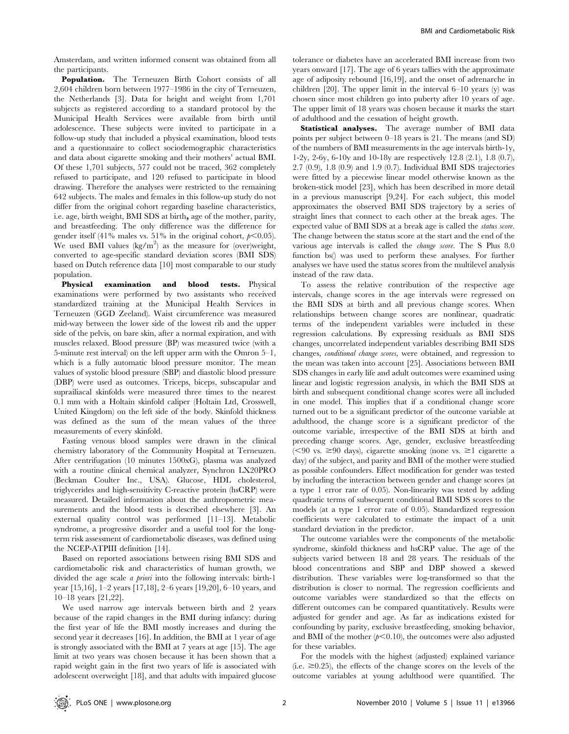Amsterdam, and written informed consent was obtained from all the participants.

**Population.** The Terneuzen Birth Cohort consists of all 2,604 children born between 1977–1986 in the city of Terneuzen, the Netherlands [3]. Data for height and weight from 1,701 subjects as registered according to a standard protocol by the Municipal Health Services were available from birth until adolescence. These subjects were invited to participate in a follow-up study that included a physical examination, blood tests and a questionnaire to collect sociodemographic characteristics and data about cigarette smoking and their mothers' actual BMI. Of these 1,701 subjects, 577 could not be traced, 362 completely refused to participate, and 120 refused to participate in blood drawing. Therefore the analyses were restricted to the remaining 642 subjects. The males and females in this follow-up study do not differ from the original cohort regarding baseline characteristics, i.e. age, birth weight, BMI SDS at birth, age of the mother, parity, and breastfeeding. The only difference was the difference for gender itself (41% males vs. 51% in the original cohort, $p<0.05$). We used BMI values ($kg/m^2$) as the measure for (over)weight, converted to age-specific standard deviation scores (BMI SDS) based on Dutch reference data [10] most comparable to our study population.

**Physical examination and blood tests.** Physical examinations were performed by two assistants who received standardized training at the Municipal Health Services in Terneuzen (GGD Zeeland). Waist circumference was measured mid-way between the lower side of the lowest rib and the upper side of the pelvis, on bare skin, after a normal expiration, and with muscles relaxed. Blood pressure (BP) was measured twice (with a 5-minute rest interval) on the left upper arm with the Omron 5–1, which is a fully automatic blood pressure monitor. The mean values of systolic blood pressure (SBP) and diastolic blood pressure (DBP) were used as outcomes. Triceps, biceps, subscapular and suprailiacal skinfolds were measured three times to the nearest 0.1 mm with a Holtain skinfold caliper (Holtain Ltd, Crosswell, United Kingdom) on the left side of the body. Skinfold thickness was defined as the sum of the mean values of the three measurements of every skinfold.

Fasting venous blood samples were drawn in the clinical chemistry laboratory of the Community Hospital at Terneuzen. After centrifugation (10 minutes 1500xG), plasma was analyzed with a routine clinical chemical analyzer, Synchron LX20PRO (Beckman Coulter Inc., USA). Glucose, HDL cholesterol, triglycerides and high-sensitivity C-reactive protein (hsCRP) were measured. Detailed information about the anthropometric measurements and the blood tests is described elsewhere [3]. An external quality control was performed [11–13]. Metabolic syndrome, a progressive disorder and a useful tool for the long-term risk assessment of cardiometabolic diseases, was defined using the NCEP-ATPIII definition [14].

Based on reported associations between rising BMI SDS and cardiometabolic risk and characteristics of human growth, we divided the age scale *a priori* into the following intervals: birth-1 year [15,16], 1–2 years [17,18], 2–6 years [19,20], 6–10 years, and 10–18 years [21,22].

We used narrow age intervals between birth and 2 years because of the rapid changes in the BMI during infancy: during the first year of life the BMI mostly increases and during the second year it decreases [16]. In addition, the BMI at 1 year of age is strongly associated with the BMI at 7 years at age [15]. The age limit at two years was chosen because it has been shown that a rapid weight gain in the first two years of life is associated with adolescent overweight [18], and that adults with impaired glucose tolerance or diabetes have an accelerated BMI increase from two years onward [17]. The age of 6 years tallies with the approximate age of adiposity rebound [16,19], and the onset of adrenarche in children [20]. The upper limit in the interval 6–10 years (y) was chosen since most children go into puberty after 10 years of age. The upper limit of 18 years was chosen because it marks the start of adulthood and the cessation of height growth.

**Statistical analyses.** The average number of BMI data points per subject between 0–18 years is 21. The means (and SD) of the numbers of BMI measurements in the age intervals birth-1y, 1-2y, 2-6y, 6-10y and 10-18y are respectively 12.8 (2.1), 1.8 (0.7), 2.7 (0.9), 1.8 (0.9) and 1.9 (0.7). Individual BMI SDS trajectories were fitted by a piecewise linear model otherwise known as the broken-stick model [23], which has been described in more detail in a previous manuscript [9,24]. For each subject, this model approximates the observed BMI SDS trajectory by a series of straight lines that connect to each other at the break ages. The expected value of BMI SDS at a break age is called the *status score*. The change between the status score at the start and the end of the various age intervals is called the *change score*. The S Plus 8.0 function bs() was used to perform these analyses. For further analyses we have used the status scores from the multilevel analysis instead of the raw data.

To assess the relative contribution of the respective age intervals, change scores in the age intervals were regressed on the BMI SDS at birth and all previous change scores. When relationships between change scores are nonlinear, quadratic terms of the independent variables were included in these regression calculations. By expressing residuals as BMI SDS changes, uncorrelated independent variables describing BMI SDS changes, *conditional change scores*, were obtained, and regression to the mean was taken into account [25]. Associations between BMI SDS changes in early life and adult outcomes were examined using linear and logistic regression analysis, in which the BMI SDS at birth and subsequent conditional change scores were all included in one model. This implies that if a conditional change score turned out to be a significant predictor of the outcome variable at adulthood, the change score is a significant predictor of the outcome variable, irrespective of the BMI SDS at birth and preceding change scores. Age, gender, exclusive breastfeeding (<90 vs. ≥90 days), cigarette smoking (none vs. ≥1 cigarette a day) of the subject, and parity and BMI of the mother were studied as possible confounders. Effect modification for gender was tested by including the interaction between gender and change scores (at a type 1 error rate of 0.05). Non-linearity was tested by adding quadratic terms of subsequent conditional BMI SDS scores to the models (at a type 1 error rate of 0.05). Standardized regression coefficients were calculated to estimate the impact of a unit standard deviation in the predictor.

The outcome variables were the components of the metabolic syndrome, skinfold thickness and hsCRP value. The age of the subjects varied between 18 and 28 years. The residuals of the blood concentrations and SBP and DBP showed a skewed distribution. These variables were log-transformed so that the distribution is closer to normal. The regression coefficients and outcome variables were standardized so that the effects on different outcomes can be compared quantitatively. Results were adjusted for gender and age. As far as indications existed for confounding by parity, exclusive breastfeeding, smoking behavior, and BMI of the mother ($p<0.10$), the outcomes were also adjusted for these variables.

For the models with the highest (adjusted) explained variance (i.e. ≥0.25), the effects of the change scores on the levels of the outcome variables at young adulthood were quantified. The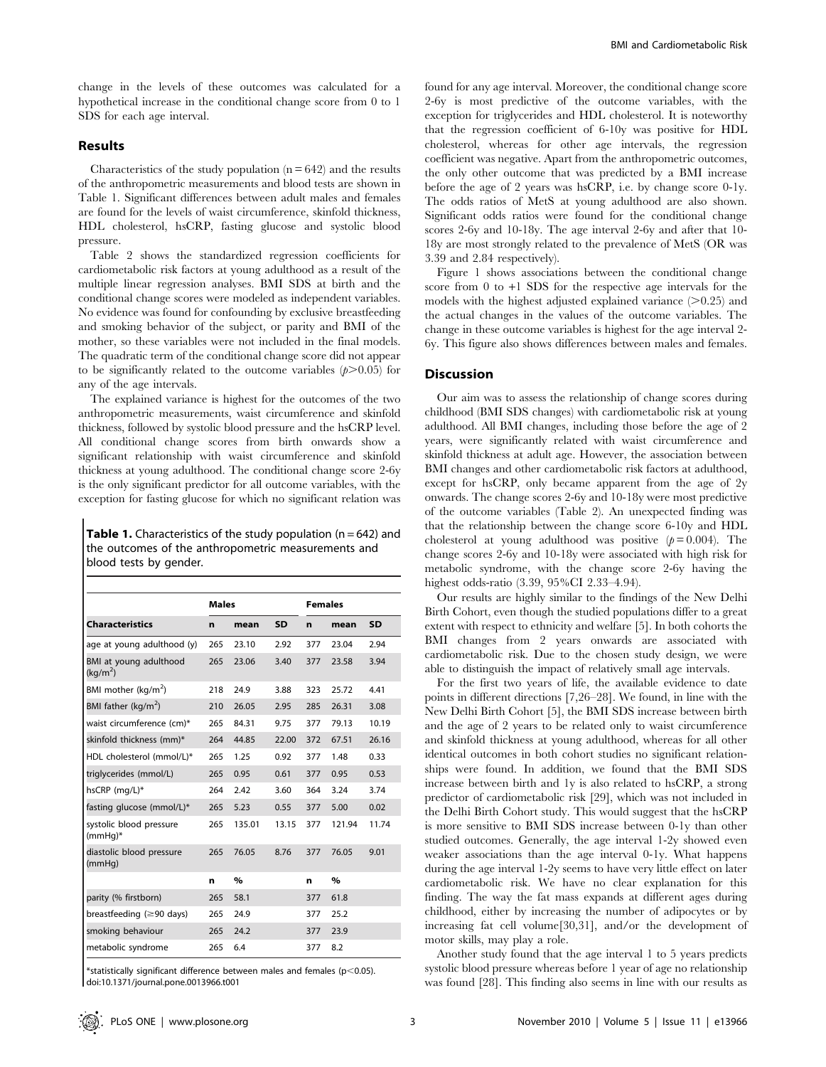change in the levels of these outcomes was calculated for a hypothetical increase in the conditional change score from 0 to 1 SDS for each age interval.

## Results

Characteristics of the study population (n = 642) and the results of the anthropometric measurements and blood tests are shown in Table 1. Significant differences between adult males and females are found for the levels of waist circumference, skinfold thickness, HDL cholesterol, hsCRP, fasting glucose and systolic blood pressure.

Table 2 shows the standardized regression coefficients for cardiometabolic risk factors at young adulthood as a result of the multiple linear regression analyses. BMI SDS at birth and the conditional change scores were modeled as independent variables. No evidence was found for confounding by exclusive breastfeeding and smoking behavior of the subject, or parity and BMI of the mother, so these variables were not included in the final models. The quadratic term of the conditional change score did not appear to be significantly related to the outcome variables ($p > 0.05$) for any of the age intervals.

The explained variance is highest for the outcomes of the two anthropometric measurements, waist circumference and skinfold thickness, followed by systolic blood pressure and the hsCRP level. All conditional change scores from birth onwards show a significant relationship with waist circumference and skinfold thickness at young adulthood. The conditional change score 2-6y is the only significant predictor for all outcome variables, with the exception for fasting glucose for which no significant relation was found for any age interval. Moreover, the conditional change score 2-6y is most predictive of the outcome variables, with the exception for triglycerides and HDL cholesterol. It is noteworthy that the regression coefficient of 6-10y was positive for HDL cholesterol, whereas for other age intervals, the regression coefficient was negative. Apart from the anthropometric outcomes, the only other outcome that was predicted by a BMI increase before the age of 2 years was hsCRP, i.e. by change score 0-1y. The odds ratios of MetS at young adulthood are also shown. Significant odds ratios were found for the conditional change scores 2-6y and 10-18y. The age interval 2-6y and after that 10-18y are most strongly related to the prevalence of MetS (OR was 3.39 and 2.84 respectively).

Figure 1 shows associations between the conditional change score from 0 to +1 SDS for the respective age intervals for the models with the highest adjusted explained variance (>0.25) and the actual changes in the values of the outcome variables. The change in these outcome variables is highest for the age interval 2-6y. This figure also shows differences between males and females.

**Table 1.** Characteristics of the study population (n = 642) and the outcomes of the anthropometric measurements and blood tests by gender.

| | Males | | | Females | | |
|---|---|---|---|---|---|---|
| **Characteristics** | **n** | **mean** | **SD** | **n** | **mean** | **SD** |
| age at young adulthood (y) | 265 | 23.10 | 2.92 | 377 | 23.04 | 2.94 |
| BMI at young adulthood (kg/m$^2$) | 265 | 23.06 | 3.40 | 377 | 23.58 | 3.94 |
| BMI mother (kg/m$^2$) | 218 | 24.9 | 3.88 | 323 | 25.72 | 4.41 |
| BMI father (kg/m$^2$) | 210 | 26.05 | 2.95 | 285 | 26.31 | 3.08 |
| waist circumference (cm)* | 265 | 84.31 | 9.75 | 377 | 79.13 | 10.19 |
| skinfold thickness (mm)* | 264 | 44.85 | 22.00 | 372 | 67.51 | 26.16 |
| HDL cholesterol (mmol/L)* | 265 | 1.25 | 0.92 | 377 | 1.48 | 0.33 |
| triglycerides (mmol/L) | 265 | 0.95 | 0.61 | 377 | 0.95 | 0.53 |
| hsCRP (mg/L)* | 264 | 2.42 | 3.60 | 364 | 3.24 | 3.74 |
| fasting glucose (mmol/L)* | 265 | 5.23 | 0.55 | 377 | 5.00 | 0.02 |
| systolic blood pressure (mmHg)* | 265 | 135.01 | 13.15 | 377 | 121.94 | 11.74 |
| diastolic blood pressure (mmHg) | 265 | 76.05 | 8.76 | 377 | 76.05 | 9.01 |
| | **n** | **%** | | **n** | **%** | |
| parity (% firstborn) | 265 | 58.1 | | 377 | 61.8 | |
| breastfeeding (≥90 days) | 265 | 24.9 | | 377 | 25.2 | |
| smoking behaviour | 265 | 24.2 | | 377 | 23.9 | |
| metabolic syndrome | 265 | 6.4 | | 377 | 8.2 | |

*statistically significant difference between males and females ($p < 0.05$).
doi:10.1371/journal.pone.0013966.t001

## Discussion

Our aim was to assess the relationship of change scores during childhood (BMI SDS changes) with cardiometabolic risk at young adulthood. All BMI changes, including those before the age of 2 years, were significantly related with waist circumference and skinfold thickness at adult age. However, the association between BMI changes and other cardiometabolic risk factors at adulthood, except for hsCRP, only became apparent from the age of 2y onwards. The change scores 2-6y and 10-18y were most predictive of the outcome variables (Table 2). An unexpected finding was that the relationship between the change score 6-10y and HDL cholesterol at young adulthood was positive ($p = 0.004$). The change scores 2-6y and 10-18y were associated with high risk for metabolic syndrome, with the change score 2-6y having the highest odds-ratio (3.39, 95%CI 2.33–4.94).

Our results are highly similar to the findings of the New Delhi Birth Cohort, even though the studied populations differ to a great extent with respect to ethnicity and welfare [5]. In both cohorts the BMI changes from 2 years onwards are associated with cardiometabolic risk. Due to the chosen study design, we were able to distinguish the impact of relatively small age intervals.

For the first two years of life, the available evidence to date points in different directions [7,26–28]. We found, in line with the New Delhi Birth Cohort [5], the BMI SDS increase between birth and the age of 2 years to be related only to waist circumference and skinfold thickness at young adulthood, whereas for all other identical outcomes in both cohort studies no significant relationships were found. In addition, we found that the BMI SDS increase between birth and 1y is also related to hsCRP, a strong predictor of cardiometabolic risk [29], which was not included in the Delhi Birth Cohort study. This would suggest that the hsCRP is more sensitive to BMI SDS increase between 0-1y than other studied outcomes. Generally, the age interval 1-2y showed even weaker associations than the age interval 0-1y. What happens during the age interval 1-2y seems to have very little effect on later cardiometabolic risk. We have no clear explanation for this finding. The way the fat mass expands at different ages during childhood, either by increasing the number of adipocytes or by increasing fat cell volume[30,31], and/or the development of motor skills, may play a role.

Another study found that the age interval 1 to 5 years predicts systolic blood pressure whereas before 1 year of age no relationship was found [28]. This finding also seems in line with our results as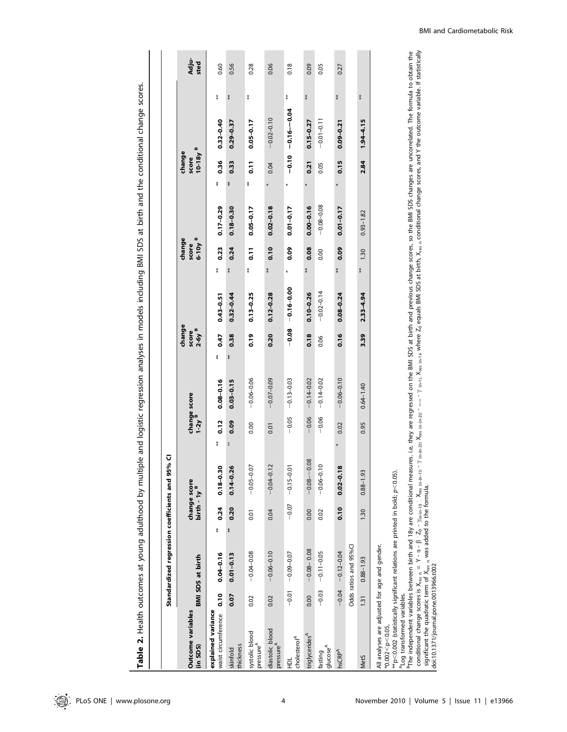**Table 2.** Health outcomes at young adulthood by multiple and logistic regression analyses in models including BMI SDS at birth and the conditional change scores.

| Outcome variables (in SDS) | Standardized regression coefficients and 95% CI | | | | | | | | | | | | | | | | |
|---|---|---|---|---|---|---|---|---|---|---|---|---|---|---|---|---|---|
| | BMI SDS at birth | | | change score birth - 1y [B] | | | change score 1-2y [B] | | | change score 2-6y [B] | | | change score 6-10y [B] | | | change score 10-18y [B] | | Adjusted |
| **explained variance** | | | | | | | | | | | | | | | | | | |
| waist circumference | **0.10** | **0.04–0.16** | ** | **0.24** | **0.18–0.30** | ** | **0.12** | **0.08–0.16** | ** | **0.47** | **0.43–0.51** | ** | **0.23** | **0.17–0.29** | ** | **0.36** | **0.32–0.40** | ** | 0.60 |
| skinfold thickness | **0.07** | **0.01–0.13** | ** | **0.20** | **0.14–0.26** | ** | **0.09** | **0.03–0.15** | ** | **0.38** | **0.32–0.44** | ** | **0.24** | **0.18–0.30** | ** | **0.33** | **0.29–0.37** | ** | 0.56 |
| systolic blood pressure[A] | 0.02 | −0.04–0.08 | | 0.01 | −0.05–0.07 | | 0.00 | −0.06–0.06 | | **0.19** | **0.13–0.25** | ** | **0.11** | **0.05–0.17** | ** | **0.11** | **0.05–0.17** | ** | 0.28 |
| diastolic blood pressure[A] | 0.02 | −0.06–0.10 | | 0.04 | −0.04–0.12 | | 0.01 | −0.07–0.09 | | **0.20** | **0.12–0.28** | ** | **0.10** | **0.02–0.18** | * | 0.04 | −0.02–0.10 | | 0.06 |
| HDL cholesterol[A] | −0.01 | −0.09–0.07 | | −0.07 | −0.15–0.01 | | −0.05 | −0.13–0.03 | | **−0.08** | **−0.16–0.00** | * | **0.09** | **0.01–0.17** | * | **−0.10** | **−0.16–−0.04** | ** | 0.18 |
| triglycerides[A] | 0.00 | −0.08– 0.08 | | 0.00 | −0.08–−0.08 | | −0.06 | −0.14–0.02 | | **0.18** | **0.10–0.26** | ** | **0.08** | **0.00–0.16** | * | **0.21** | **0.15–0.27** | ** | 0.09 |
| fasting glucose[A] | −0.03 | −0.11–0.05 | | 0.02 | −0.06–0.10 | | −0.06 | −0.14–0.02 | | 0.06 | −0.02–0.14 | | 0.00 | −0.08–0.08 | | 0.05 | −0.01–0.11 | | 0.05 |
| hsCRP[A] | −0.04 | −0.12–0.04 | | **0.10** | **0.02–0.18** | * | 0.02 | −0.06–0.10 | | **0.16** | **0.08–0.24** | ** | **0.09** | **0.01–0.17** | * | **0.15** | **0.09–0.21** | ** | 0.27 |
| | Odds ratios and 95%CI | | | | | | | | | | | | | | | | | |
| MetS | 1.31 | 0.88–1.93 | | 1.30 | 0.88–1.93 | | 0.95 | 0.64–1.40 | | **3.39** | **2.33–4.94** | ** | 1.30 | 0.93–1.82 | | **2.84** | **1.94–4.15** | ** | |

All analyses are adjusted for age and gender.
*0.002<p<0.05,
**p<0.002 (statistically significant relations are printed in bold; p<0.05).
[A]Log transformed variables.
[B]The independent variables between birth and 18y are conditional measures. i.e, they are regressed on the BMI SDS at birth and previous change scores, so the BMI SDS changes are uncorrelated. The formula to obtain the conditional change scores is $X_{res\ n} = Y - \alpha - \beta \cdot Z_0 - \gamma_{(n-(n-1))} \cdot X_{res\ (n-(n-1))} - \gamma_{(n-(n-2))}\ X_{res\ (n-(n-2))} - \ldots - \gamma_{(n-1)}\ X_{res\ (n-1)}$, where $Z_0$ equals BMI SDS at birth, $X_{res\ n}$ conditional change scores, and Y the outcome variable. If statistically significant the quadratic term of $X_{res\ n}$ was added to the formula.
doi:10.1371/journal.pone.0013966.t002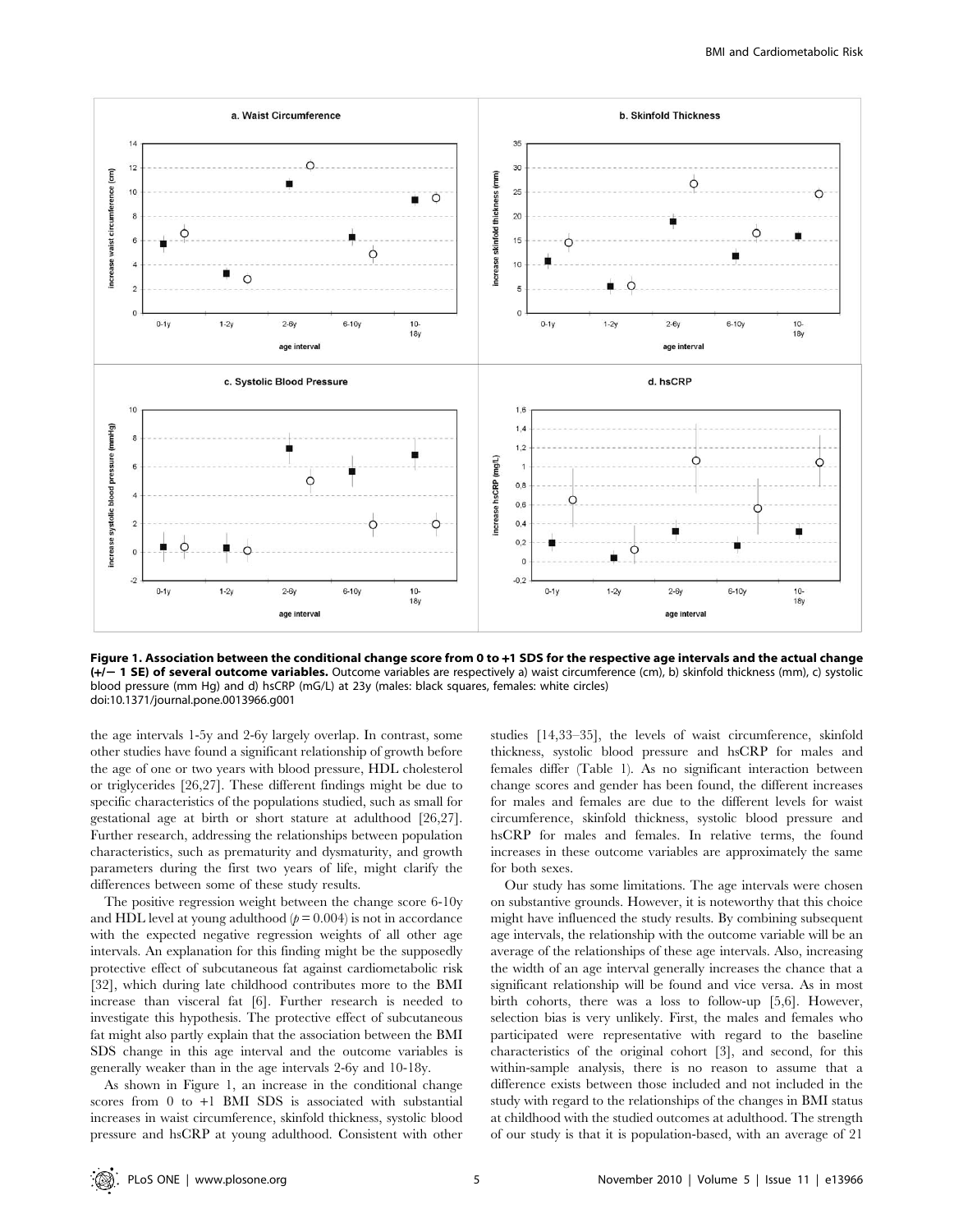**Figure 1. Association between the conditional change score from 0 to +1 SDS for the respective age intervals and the actual change (+/− 1 SE) of several outcome variables.** Outcome variables are respectively a) waist circumference (cm), b) skinfold thickness (mm), c) systolic blood pressure (mm Hg) and d) hsCRP (mG/L) at 23y (males: black squares, females: white circles)
doi:10.1371/journal.pone.0013966.g001

the age intervals 1-5y and 2-6y largely overlap. In contrast, some other studies have found a significant relationship of growth before the age of one or two years with blood pressure, HDL cholesterol or triglycerides [26,27]. These different findings might be due to specific characteristics of the populations studied, such as small for gestational age at birth or short stature at adulthood [26,27]. Further research, addressing the relationships between population characteristics, such as prematurity and dysmaturity, and growth parameters during the first two years of life, might clarify the differences between some of these study results.

The positive regression weight between the change score 6-10y and HDL level at young adulthood ($p = 0.004$) is not in accordance with the expected negative regression weights of all other age intervals. An explanation for this finding might be the supposedly protective effect of subcutaneous fat against cardiometabolic risk [32], which during late childhood contributes more to the BMI increase than visceral fat [6]. Further research is needed to investigate this hypothesis. The protective effect of subcutaneous fat might also partly explain that the association between the BMI SDS change in this age interval and the outcome variables is generally weaker than in the age intervals 2-6y and 10-18y.

As shown in Figure 1, an increase in the conditional change scores from 0 to +1 BMI SDS is associated with substantial increases in waist circumference, skinfold thickness, systolic blood pressure and hsCRP at young adulthood. Consistent with other studies [14,33–35], the levels of waist circumference, skinfold thickness, systolic blood pressure and hsCRP for males and females differ (Table 1). As no significant interaction between change scores and gender has been found, the different increases for males and females are due to the different levels for waist circumference, skinfold thickness, systolic blood pressure and hsCRP for males and females. In relative terms, the found increases in these outcome variables are approximately the same for both sexes.

Our study has some limitations. The age intervals were chosen on substantive grounds. However, it is noteworthy that this choice might have influenced the study results. By combining subsequent age intervals, the relationship with the outcome variable will be an average of the relationships of these age intervals. Also, increasing the width of an age interval generally increases the chance that a significant relationship will be found and vice versa. As in most birth cohorts, there was a loss to follow-up [5,6]. However, selection bias is very unlikely. First, the males and females who participated were representative with regard to the baseline characteristics of the original cohort [3], and second, for this within-sample analysis, there is no reason to assume that a difference exists between those included and not included in the study with regard to the relationships of the changes in BMI status at childhood with the studied outcomes at adulthood. The strength of our study is that it is population-based, with an average of 21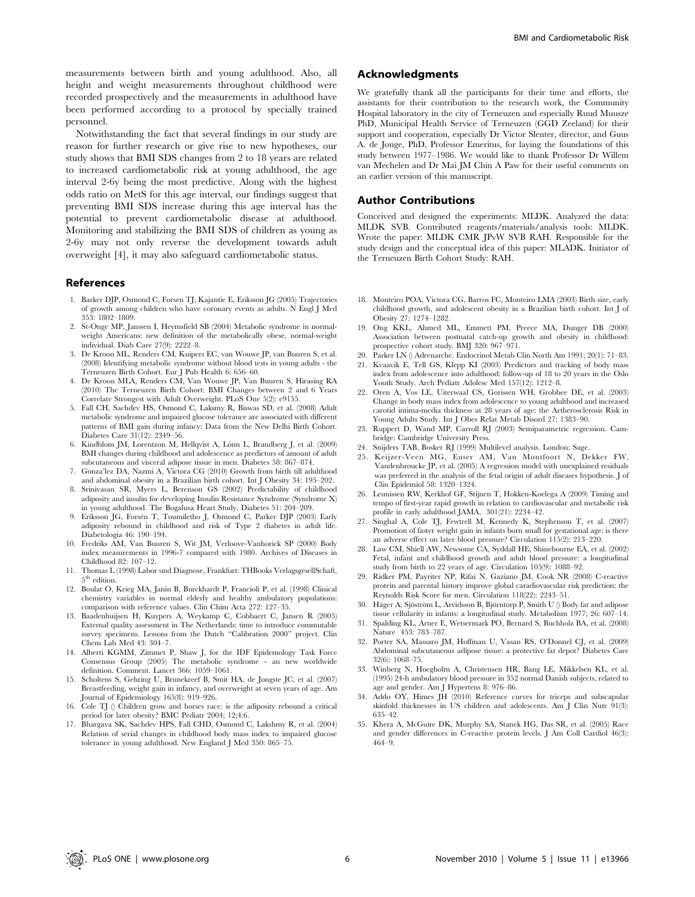measurements between birth and young adulthood. Also, all height and weight measurements throughout childhood were recorded prospectively and the measurements in adulthood have been performed according to a protocol by specially trained personnel.

Notwithstanding the fact that several findings in our study are reason for further research or give rise to new hypotheses, our study shows that BMI SDS changes from 2 to 18 years are related to increased cardiometabolic risk at young adulthood, the age interval 2-6y being the most predictive. Along with the highest odds ratio on MetS for this age interval, our findings suggest that preventing BMI SDS increase during this age interval has the potential to prevent cardiometabolic disease at adulthood. Monitoring and stabilizing the BMI SDS of children as young as 2-6y may not only reverse the development towards adult overweight [4], it may also safeguard cardiometabolic status.

## Acknowledgments

We gratefully thank all the participants for their time and efforts, the assistants for their contribution to the research work, the Community Hospital laboratory in the city of Terneuzen and especially Ruud Muusze PhD, Municipal Health Service of Terneuzen (GGD Zeeland) for their support and cooperation, especially Dr Victor Slenter, director, and Guus A. de Jonge, PhD, Professor Emeritus, for laying the foundations of this study between 1977–1986. We would like to thank Professor Dr Willem van Mechelen and Dr Mai JM Chin A Paw for their useful comments on an earlier version of this manuscript.

## Author Contributions

Conceived and designed the experiments: MLDK. Analyzed the data: MLDK SVB. Contributed reagents/materials/analysis tools: MLDK. Wrote the paper: MLDK CMR JPvW SVB RAH. Responsible for the study design and the conceptual idea of this paper: MLADK. Initiator of the Terneuzen Birth Cohort Study: RAH.

## References

1. Barker DJP, Osmond C, Forsen TJ, Kajantie E, Eriksson JG (2005) Trajectories of growth among children who have coronary events as adults. N Engl J Med 353: 1802–1809.
2. St-Onge MP, Janssen I, Heymsfield SB (2004) Metabolic syndrome in normal-weight Americans: new definition of the metabolically obese, normal-weight individual. Diab Care 27(9): 2222–8.
3. De Kroon ML, Renders CM, Kuipers EC, van Wouwe JP, van Buuren S, et al. (2008) Identifying metabolic syndrome without blood tests in young adults - the Terneuzen Birth Cohort. Eur J Pub Health 6: 656–60.
4. De Kroon MLA, Renders CM, Van Wouwe JP, Van Buuren S, Hirasing RA (2010) The Terneuzen Birth Cohort: BMI Changes between 2 and 6 Years Correlate Strongest with Adult Overweight. PLoS One 5(2): e9155.
5. Fall CH, Sachdev HS, Osmond C, Laksmy R, Biswas SD, et al. (2008) Adult metabolic syndrome and impaired glucose tolerance are associated with different patterns of BMI gain during infancy: Data from the New Delhi Birth Cohort. Diabetes Care 31(12): 2349–56.
6. Kindblom JM, Lorentzon M, Hellqvist A, Lönn L, Brandberg J, et al. (2009) BMI changes during childhood and adolescence as predictors of amount of adult subcutaneous and visceral adipose tissue in men. Diabetes 58: 867–874.
7. Gonza'lez DA, Nazmi A, Victora CG (2010) Growth from birth till adulthood and abdominal obesity in a Brazilian birth cohort. Int J Obesity 34: 195–202.
8. Srinivasan SR, Myers L, Berenson GS (2002) Predictability of childhood adiposity and insulin for developing Insulin Resistance Syndrome (Syndrome X) in young adulthood. The Bogalusa Heart Study. Diabetes 51: 204–209.
9. Eriksson JG, Forsén T, Toumiletho J, Osmond C, Parker DJP (2003) Early adiposity rebound in childhood and risk of Type 2 diabetes in adult life. Diabetologia 46: 190–194.
10. Fredriks AM, Van Buuren S, Wit JM, Verloove-Vanhorick SP (2000) Body index measurements in 1996-7 compared with 1980. Archives of Diseases in Childhood 82: 107–12.
11. Thomas L (1998) Labor und Diagnose, Frankfurt: THBooks VerlagsgesellSchaft, 5th edition.
12. Boulat O, Krieg MA, Janin B, Burckhardt P, Francioli P, et al. (1998) Clinical chemistry variables in normal elderly and healthy ambulatory populations: comparison with reference values. Clin Chim Acta 272: 127–35.
13. Baadenhuijsen H, Kuypers A, Weykamp C, Cobbaert C, Jansen R (2005) External quality assessment in The Netherlands: time to introduce commutable survey specimens. Lessons from the Dutch "Calibration 2000" project. Clin Chem Lab Med 43: 304–7.
14. Alberti KGMM, Zimmet P, Shaw J, for the IDF Epidemiology Task Force Consensus Group (2005) The metabolic syndrome - an new worldwide definition. Comment. Lancet 366: 1059–1061.
15. Scholtens S, Gehring U, Brunekreef B, Smit HA, de Jongste JC, et al. (2007) Breastfeeding, weight gain in infancy, and overweight at seven years of age. Am Journal of Epidemiology 165(8): 919–926.
16. Cole TJ () Children grow and horses race: is the adiposity rebound a critical period for later obesity? BMC Pediatr 2004; 12;4:6.
17. Bhargava SK, Sachdev HPS, Fall CHD, Osmond C, Lakshmy R, et al. (2004) Relation of serial changes in childhood body mass index to impaired glucose tolerance in young adulthood. New England J Med 350: 865–75.
18. Monteiro POA, Victora CG, Barros FC, Monteiro LMA (2003) Birth size, early childhood growth, and adolescent obesity in a Brazilian birth cohort. Int J of Obesity 27: 1274–1282.
19. Ong KKL, Ahmed ML, Emmett PM, Preece MA, Dunger DB (2000) Association between postnatal catch-up growth and obesity in childhood: prospective cohort study. BMJ 320: 967–971.
20. Parker LN () Adrenarche. Endocrinol Metab Clin North Am 1991; 20(1): 71–83.
21. Kvaavik E, Tell GS, Klepp KI (2003) Predictors and tracking of body mass index from adolescence into adulthood: follow-up of 18 to 20 years in the Oslo Youth Study. Arch Pediatr Adolesc Med 157(12): 1212–8.
22. Oren A, Vos LE, Uiterwaal CS, Gorissen WH, Grobbee DE, et al. (2003) Change in body mass index from adolescence to young adulthood and increased carotid intima-media thickness at 28 years of age: the Artherosclerosis Risk in Young Adults Study. Int J Obes Relat Metab Disord 27: 1383–90.
23. Ruppert D, Wand MP, Carroll RJ (2003) Semiparametric regression. Cambridge: Cambridge University Press.
24. Snijders TAB, Bosker RJ (1999) Multilevel analysis. London: Sage.
25. Keijzer-Veen MG, Euser AM, Van Montfoort N, Dekker FW, Vandenbroucke JP, et al. (2005) A regression model with unexplained residuals was preferred in the analysis of the fetal origin of adult diseases hypothesis. J of Clin Epidemiol 58: 1320–1324.
26. Leunissen RW, Kerkhof GF, Stijnen T, Hokken-Koelega A (2009) Timing and tempo of first-year rapid growth in relation to cardiovascular and metabolic risk profile in early adulthood JAMA, 301(21): 2234–42.
27. Singhal A, Cole TJ, Fewtrell M, Kennedy K, Stephenson T, et al. (2007) Promotion of faster weight gain in infants born small for gestational age: is there an adverse effect on later blood pressure? Circulation 115(2): 213–220.
28. Law CM, Shiell AW, Newsome CA, Syddall HE, Shinebourne EA, et al. (2002) Fetal, infant and childhood growth and adult blood pressure: a longitudinal study from birth to 22 years of age. Circulation 105(9): 1088–92.
29. Ridker PM, Payriter NP, Rifai N, Gaziano JM, Cook NR (2008) C-reactive protein and parental history improve global caradiovascular risk prediction: the Reynolds Risk Score for men. Circulation 118(22): 2243–51.
30. Häger A, Sjöström L, Arvidsson B, Björntorp P, Smith U () Body fat and adipose tissue cellularity in infants: a longitudinal study. Metabolism 1977; 26: 607–14.
31. Spalding KL, Arner E, Wetsermark PO, Bernard S, Buchholz BA, et al. (2008) Nature 453: 783–787.
32. Porter SA, Massaro JM, Hoffman U, Vasan RS, O'Donnel CJ, et al. (2009) Abdominal subcutaneous adipose tissue: a protective fat depot? Diabetes Care 32(6): 1068–75.
33. Winberg N, Hoegholm A, Christensen HR, Bang LE, Mikkelsen KL, et al. (1995) 24-h ambulatory blood pressure in 352 normal Danish subjects, related to age and gender. Am J Hypertens 8: 976–86.
34. Addo OY, Himes JH (2010) Reference curves for triceps and subscapular skinfold thicknesses in US children and adolescents. Am J Clin Nutr 91(3): 635–42.
35. Khera A, McGuire DK, Murphy SA, Stanek HG, Das SR, et al. (2005) Race and gender differences in C-reactive protein levels. J Am Coll Cardiol 46(3): 464–9.